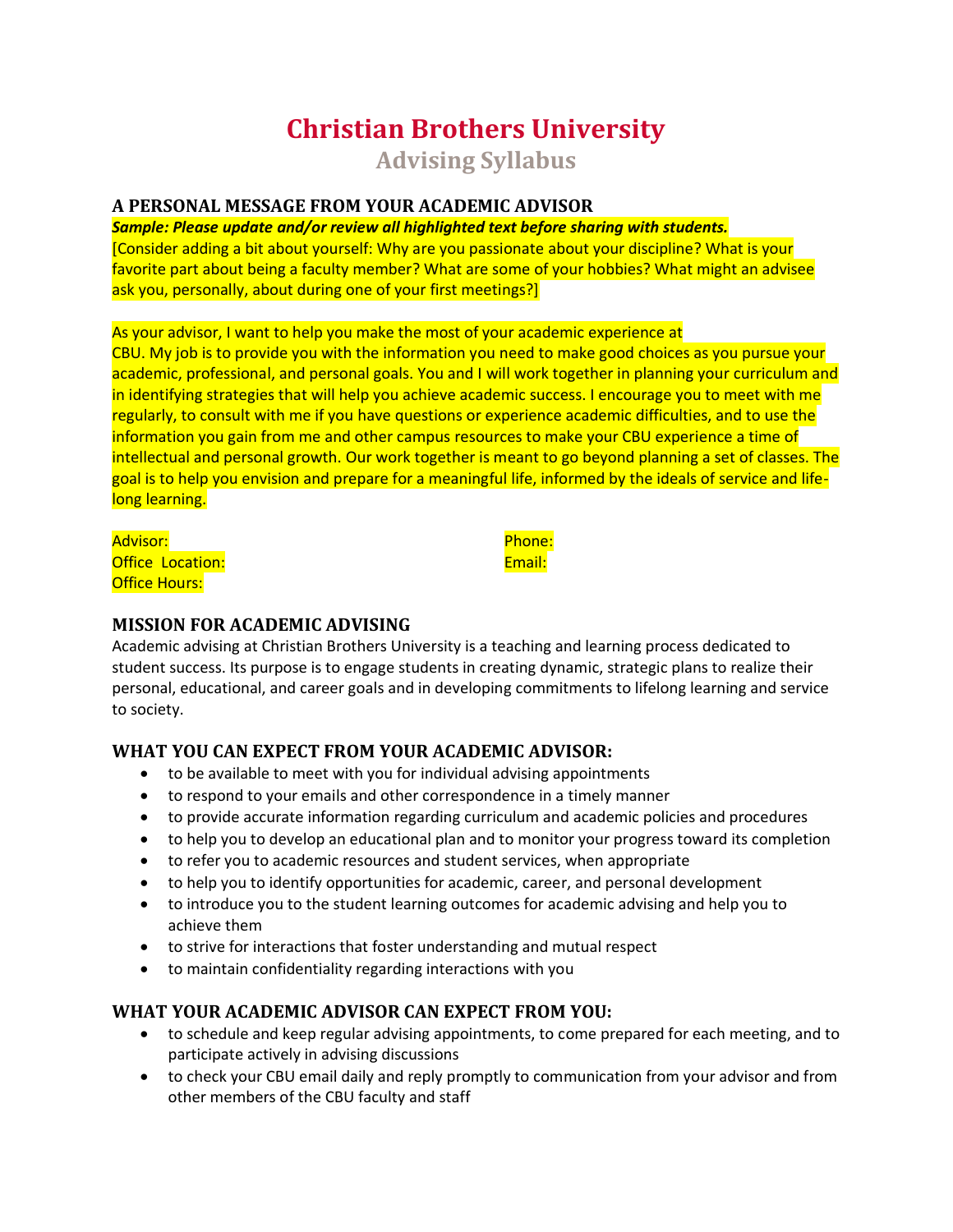# Christian Brothers University

## Advising Syllabus

### A PERSONAL MESSAGE FROM YOUR ACADEMIC ADVISOR

***Sample: Please update and/or review all highlighted text before sharing with students.***

[Consider adding a bit about yourself: Why are you passionate about your discipline? What is your favorite part about being a faculty member? What are some of your hobbies? What might an advisee ask you, personally, about during one of your first meetings?]

As your advisor, I want to help you make the most of your academic experience at CBU. My job is to provide you with the information you need to make good choices as you pursue your academic, professional, and personal goals. You and I will work together in planning your curriculum and in identifying strategies that will help you achieve academic success. I encourage you to meet with me regularly, to consult with me if you have questions or experience academic difficulties, and to use the information you gain from me and other campus resources to make your CBU experience a time of intellectual and personal growth. Our work together is meant to go beyond planning a set of classes. The goal is to help you envision and prepare for a meaningful life, informed by the ideals of service and life-long learning.

Advisor:
Office Location:
Office Hours:
Phone:
Email:

### MISSION FOR ACADEMIC ADVISING

Academic advising at Christian Brothers University is a teaching and learning process dedicated to student success. Its purpose is to engage students in creating dynamic, strategic plans to realize their personal, educational, and career goals and in developing commitments to lifelong learning and service to society.

### WHAT YOU CAN EXPECT FROM YOUR ACADEMIC ADVISOR:

- to be available to meet with you for individual advising appointments
- to respond to your emails and other correspondence in a timely manner
- to provide accurate information regarding curriculum and academic policies and procedures
- to help you to develop an educational plan and to monitor your progress toward its completion
- to refer you to academic resources and student services, when appropriate
- to help you to identify opportunities for academic, career, and personal development
- to introduce you to the student learning outcomes for academic advising and help you to achieve them
- to strive for interactions that foster understanding and mutual respect
- to maintain confidentiality regarding interactions with you

### WHAT YOUR ACADEMIC ADVISOR CAN EXPECT FROM YOU:

- to schedule and keep regular advising appointments, to come prepared for each meeting, and to participate actively in advising discussions
- to check your CBU email daily and reply promptly to communication from your advisor and from other members of the CBU faculty and staff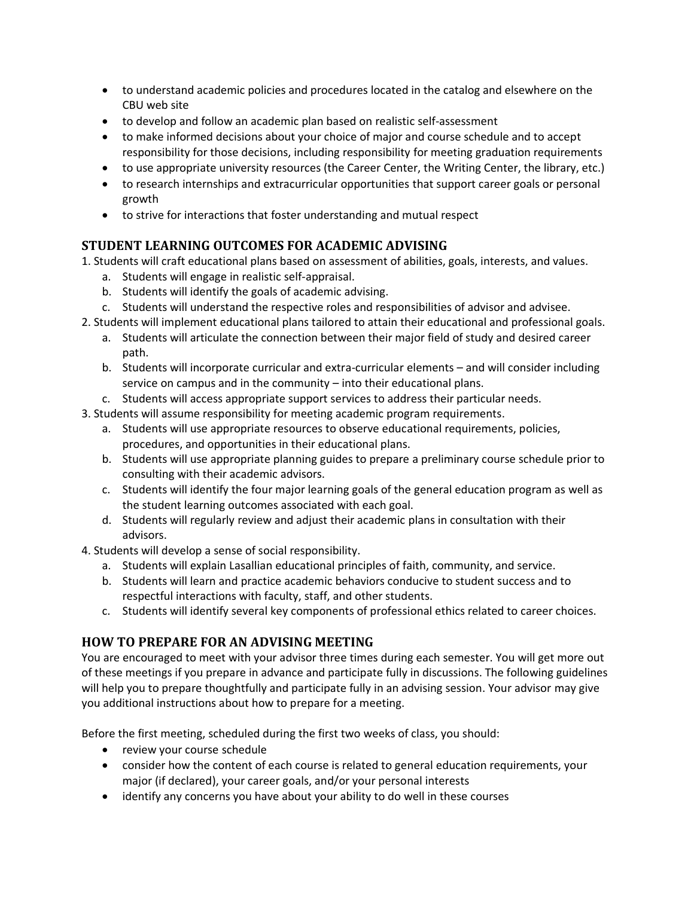- to understand academic policies and procedures located in the catalog and elsewhere on the CBU web site
- to develop and follow an academic plan based on realistic self-assessment
- to make informed decisions about your choice of major and course schedule and to accept responsibility for those decisions, including responsibility for meeting graduation requirements
- to use appropriate university resources (the Career Center, the Writing Center, the library, etc.)
- to research internships and extracurricular opportunities that support career goals or personal growth
- to strive for interactions that foster understanding and mutual respect

## STUDENT LEARNING OUTCOMES FOR ACADEMIC ADVISING

1. Students will craft educational plans based on assessment of abilities, goals, interests, and values.
   a. Students will engage in realistic self-appraisal.
   b. Students will identify the goals of academic advising.
   c. Students will understand the respective roles and responsibilities of advisor and advisee.
2. Students will implement educational plans tailored to attain their educational and professional goals.
   a. Students will articulate the connection between their major field of study and desired career path.
   b. Students will incorporate curricular and extra-curricular elements – and will consider including service on campus and in the community – into their educational plans.
   c. Students will access appropriate support services to address their particular needs.
3. Students will assume responsibility for meeting academic program requirements.
   a. Students will use appropriate resources to observe educational requirements, policies, procedures, and opportunities in their educational plans.
   b. Students will use appropriate planning guides to prepare a preliminary course schedule prior to consulting with their academic advisors.
   c. Students will identify the four major learning goals of the general education program as well as the student learning outcomes associated with each goal.
   d. Students will regularly review and adjust their academic plans in consultation with their advisors.
4. Students will develop a sense of social responsibility.
   a. Students will explain Lasallian educational principles of faith, community, and service.
   b. Students will learn and practice academic behaviors conducive to student success and to respectful interactions with faculty, staff, and other students.
   c. Students will identify several key components of professional ethics related to career choices.

## HOW TO PREPARE FOR AN ADVISING MEETING

You are encouraged to meet with your advisor three times during each semester. You will get more out of these meetings if you prepare in advance and participate fully in discussions. The following guidelines will help you to prepare thoughtfully and participate fully in an advising session. Your advisor may give you additional instructions about how to prepare for a meeting.

Before the first meeting, scheduled during the first two weeks of class, you should:

- review your course schedule
- consider how the content of each course is related to general education requirements, your major (if declared), your career goals, and/or your personal interests
- identify any concerns you have about your ability to do well in these courses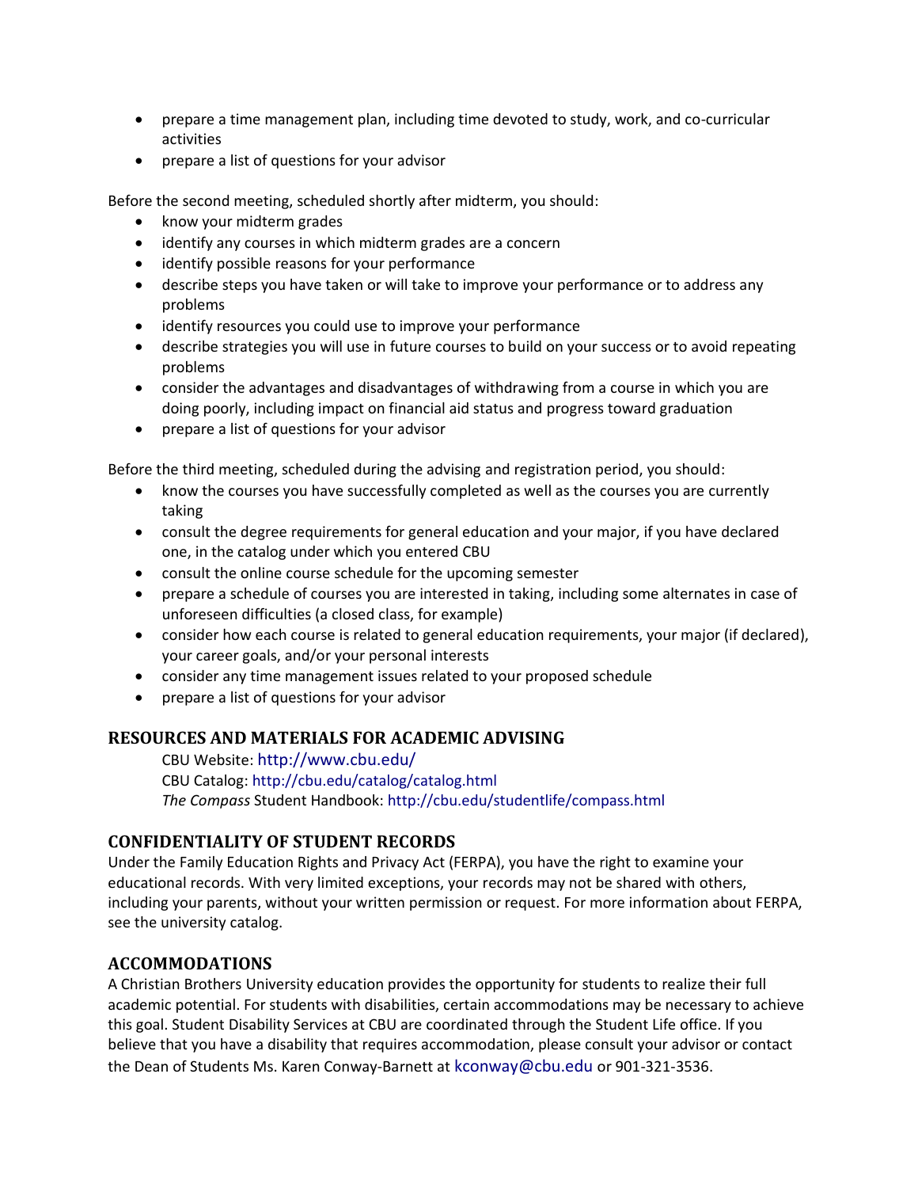- prepare a time management plan, including time devoted to study, work, and co-curricular activities
- prepare a list of questions for your advisor

Before the second meeting, scheduled shortly after midterm, you should:

- know your midterm grades
- identify any courses in which midterm grades are a concern
- identify possible reasons for your performance
- describe steps you have taken or will take to improve your performance or to address any problems
- identify resources you could use to improve your performance
- describe strategies you will use in future courses to build on your success or to avoid repeating problems
- consider the advantages and disadvantages of withdrawing from a course in which you are doing poorly, including impact on financial aid status and progress toward graduation
- prepare a list of questions for your advisor

Before the third meeting, scheduled during the advising and registration period, you should:

- know the courses you have successfully completed as well as the courses you are currently taking
- consult the degree requirements for general education and your major, if you have declared one, in the catalog under which you entered CBU
- consult the online course schedule for the upcoming semester
- prepare a schedule of courses you are interested in taking, including some alternates in case of unforeseen difficulties (a closed class, for example)
- consider how each course is related to general education requirements, your major (if declared), your career goals, and/or your personal interests
- consider any time management issues related to your proposed schedule
- prepare a list of questions for your advisor

## RESOURCES AND MATERIALS FOR ACADEMIC ADVISING

CBU Website: http://www.cbu.edu/
CBU Catalog: http://cbu.edu/catalog/catalog.html
*The Compass* Student Handbook: http://cbu.edu/studentlife/compass.html

## CONFIDENTIALITY OF STUDENT RECORDS

Under the Family Education Rights and Privacy Act (FERPA), you have the right to examine your educational records. With very limited exceptions, your records may not be shared with others, including your parents, without your written permission or request. For more information about FERPA, see the university catalog.

## ACCOMMODATIONS

A Christian Brothers University education provides the opportunity for students to realize their full academic potential. For students with disabilities, certain accommodations may be necessary to achieve this goal. Student Disability Services at CBU are coordinated through the Student Life office. If you believe that you have a disability that requires accommodation, please consult your advisor or contact the Dean of Students Ms. Karen Conway-Barnett at kconway@cbu.edu or 901-321-3536.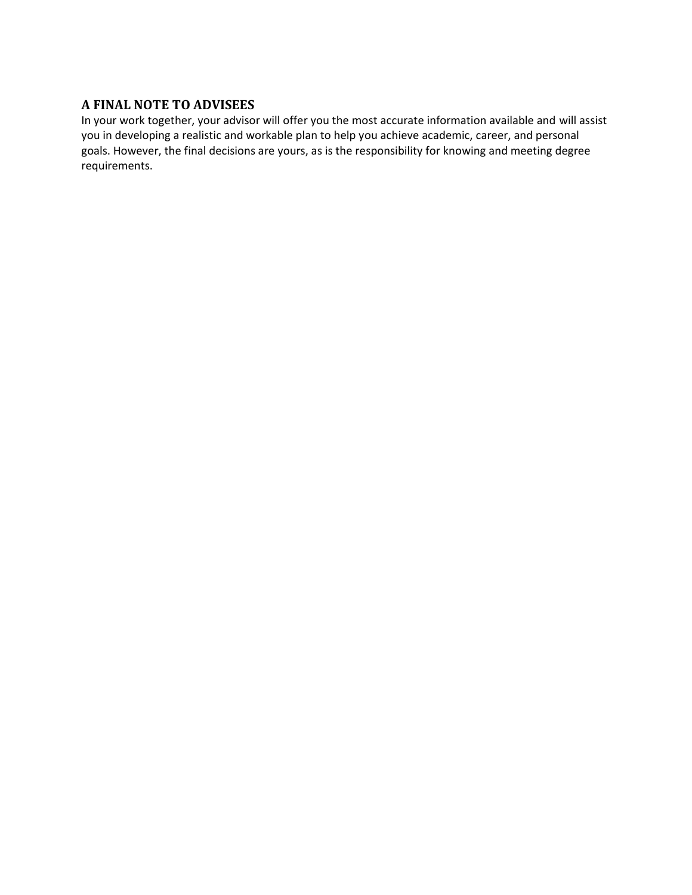## A FINAL NOTE TO ADVISEES

In your work together, your advisor will offer you the most accurate information available and will assist you in developing a realistic and workable plan to help you achieve academic, career, and personal goals. However, the final decisions are yours, as is the responsibility for knowing and meeting degree requirements.